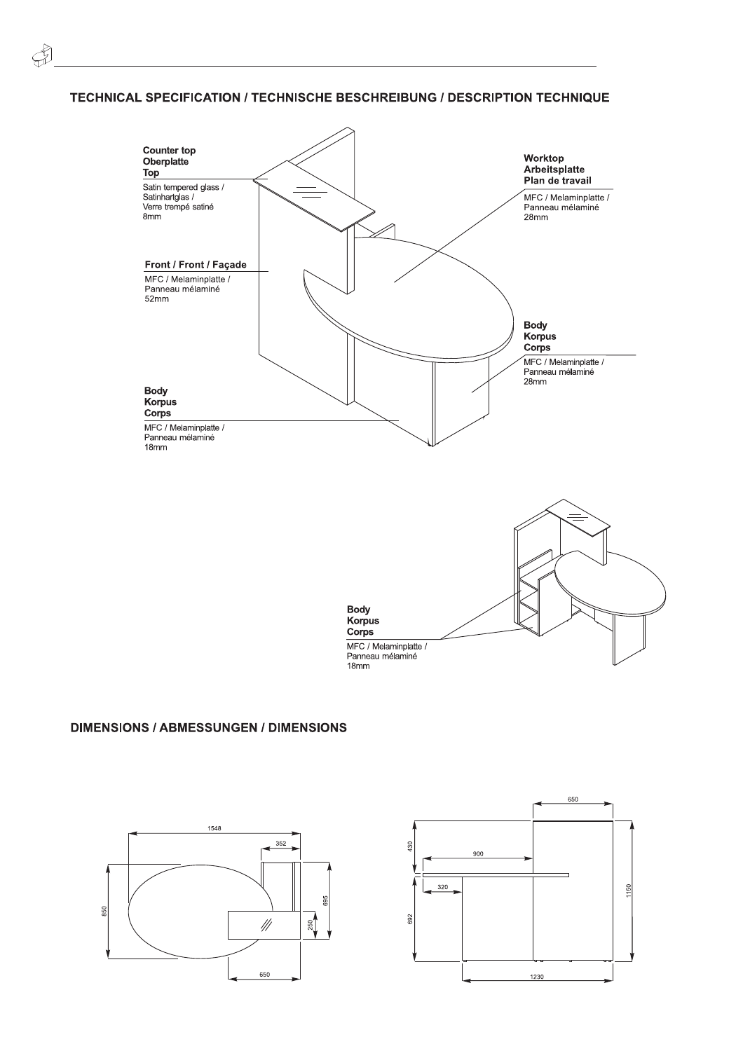## TECHNICAL SPECIFICATION / TECHNISCHE BESCHREIBUNG / DESCRIPTION TECHNIQUE

**Counter top**
**Oberplatte**
**Top**

Satin tempered glass /
Satinhartglas /
Verre trempé satiné
8mm

**Worktop**
**Arbeitsplatte**
**Plan de travail**

MFC / Melaminplatte /
Panneau mélaminé
28mm

**Front / Front / Façade**

MFC / Melaminplatte /
Panneau mélaminé
52mm

**Body**
**Korpus**
**Corps**

MFC / Melaminplatte /
Panneau mélaminé
28mm

**Body**
**Korpus**
**Corps**

MFC / Melaminplatte /
Panneau mélaminé
18mm

**Body**
**Korpus**
**Corps**

MFC / Melaminplatte /
Panneau mélaminé
18mm

## DIMENSIONS / ABMESSUNGEN / DIMENSIONS

1548
352
850
695
250
650

650
430
900
320
692
1150
1230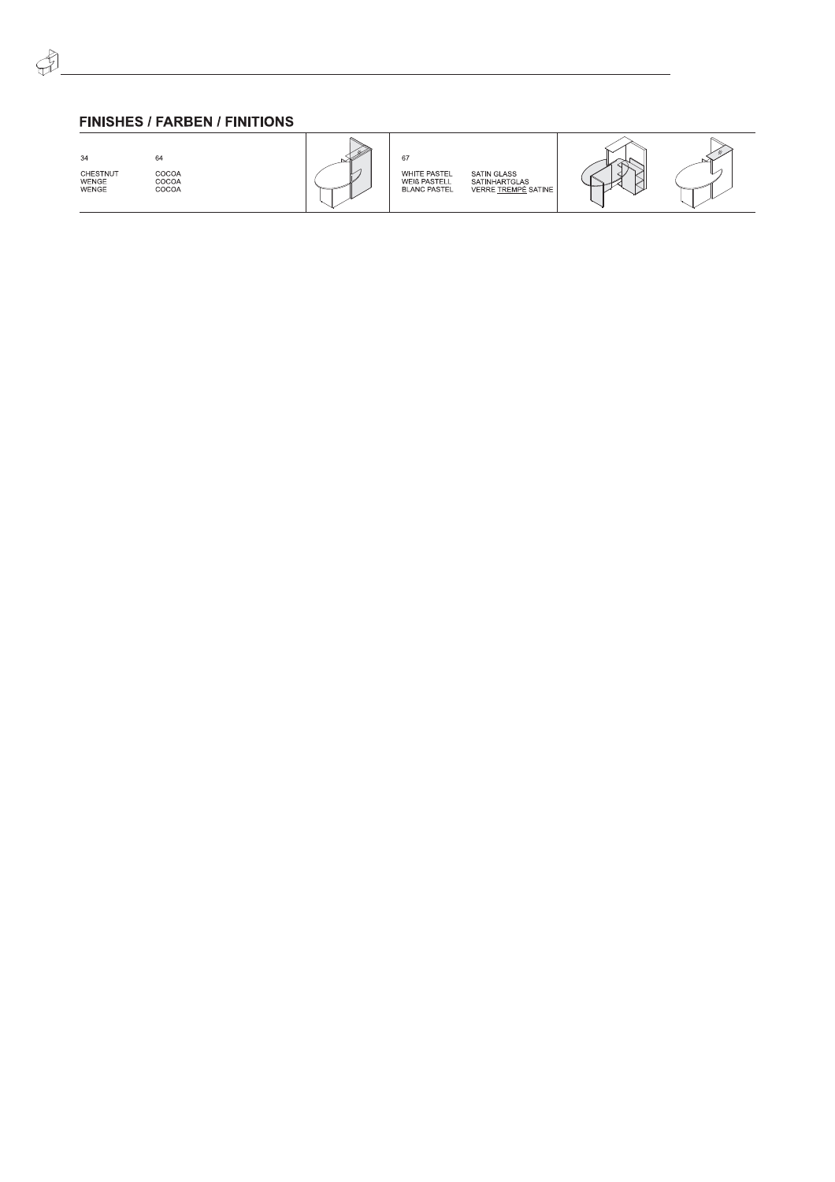## FINISHES / FARBEN / FINITIONS

| 34 | 64 | 67 | |
|---|---|---|---|
| CHESTNUT | COCOA | WHITE PASTEL | SATIN GLASS |
| WENGE | COCOA | WEIß PASTELL | SATINHARTGLAS |
| WENGE | COCOA | BLANC PASTEL | VERRE TREMPÉ SATINE |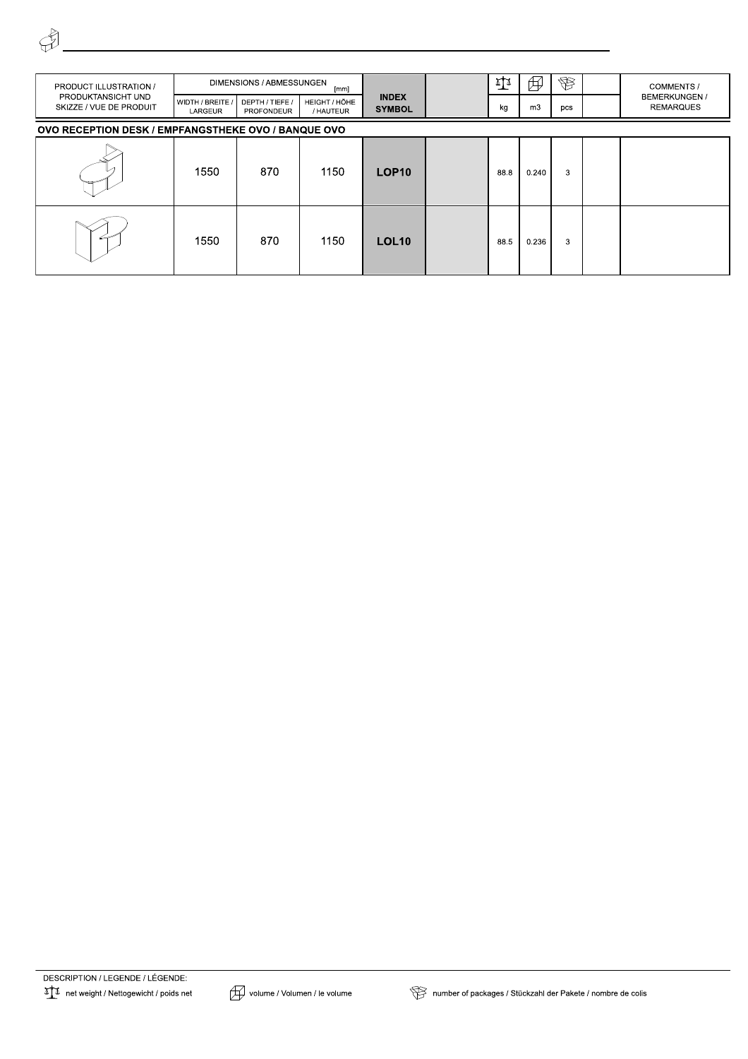| PRODUCT ILLUSTRATION / PRODUKTANSICHT UND SKIZZE / VUE DE PRODUIT | DIMENSIONS / ABMESSUNGEN [mm] | | | INDEX SYMBOL | | | | | | COMMENTS / BEMERKUNGEN / REMARQUES |
|---|---|---|---|---|---|---|---|---|---|---|
| | WIDTH / BREITE / LARGEUR | DEPTH / TIEFE / PROFONDEUR | HEIGHT / HÖHE / HAUTEUR | | | kg | m3 | pcs | | |
| **OVO RECEPTION DESK / EMPFANGSTHEKE OVO / BANQUE OVO** | | | | | | | | | | |
| | 1550 | 870 | 1150 | **LOP10** | | 88.8 | 0.240 | 3 | | |
| | 1550 | 870 | 1150 | **LOL10** | | 88.5 | 0.236 | 3 | | |

DESCRIPTION / LEGENDE / LÉGENDE:

net weight / Nettogewicht / poids net

volume / Volumen / le volume

number of packages / Stückzahl der Pakete / nombre de colis